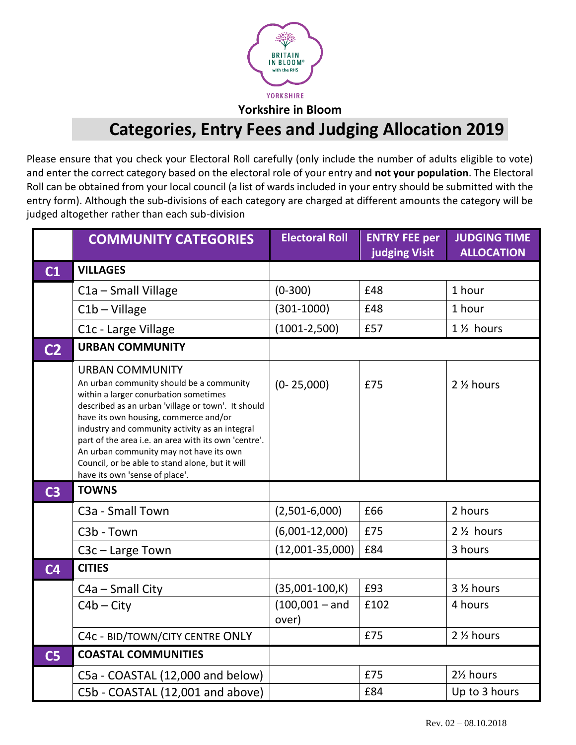YORKSHIRE

**Yorkshire in Bloom**

# Categories, Entry Fees and Judging Allocation 2019

Please ensure that you check your Electoral Roll carefully (only include the number of adults eligible to vote) and enter the correct category based on the electoral role of your entry and **not your population**. The Electoral Roll can be obtained from your local council (a list of wards included in your entry should be submitted with the entry form). Although the sub-divisions of each category are charged at different amounts the category will be judged altogether rather than each sub-division

| | COMMUNITY CATEGORIES | Electoral Roll | ENTRY FEE per judging Visit | JUDGING TIME ALLOCATION |
|---|---|---|---|---|
| **C1** | **VILLAGES** | | | |
| | C1a – Small Village | (0-300) | £48 | 1 hour |
| | C1b – Village | (301-1000) | £48 | 1 hour |
| | C1c - Large Village | (1001-2,500) | £57 | 1 ½ hours |
| **C2** | **URBAN COMMUNITY** | | | |
| | URBAN COMMUNITY<br>An urban community should be a community within a larger conurbation sometimes described as an urban 'village or town'. It should have its own housing, commerce and/or industry and community activity as an integral part of the area i.e. an area with its own 'centre'. An urban community may not have its own Council, or be able to stand alone, but it will have its own 'sense of place'. | (0- 25,000) | £75 | 2 ½ hours |
| **C3** | **TOWNS** | | | |
| | C3a - Small Town | (2,501-6,000) | £66 | 2 hours |
| | C3b - Town | (6,001-12,000) | £75 | 2 ½ hours |
| | C3c – Large Town | (12,001-35,000) | £84 | 3 hours |
| **C4** | **CITIES** | | | |
| | C4a – Small City | (35,001-100,K) | £93 | 3 ½ hours |
| | C4b – City | (100,001 – and over) | £102 | 4 hours |
| | C4c - BID/TOWN/CITY CENTRE ONLY | | £75 | 2 ½ hours |
| **C5** | **COASTAL COMMUNITIES** | | | |
| | C5a - COASTAL (12,000 and below) | | £75 | 2½ hours |
| | C5b - COASTAL (12,001 and above) | | £84 | Up to 3 hours |

Rev. 02 – 08.10.2018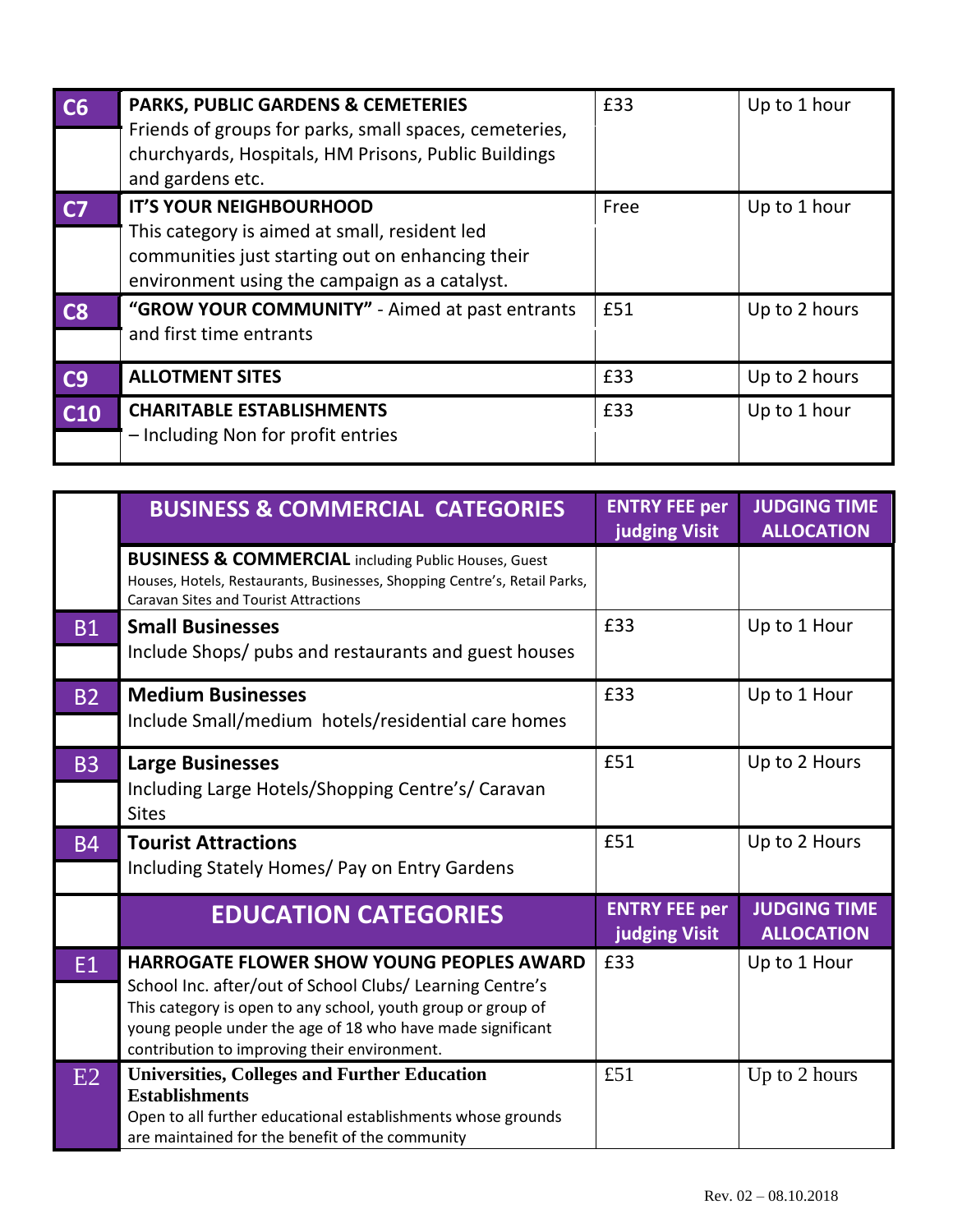| | | | |
|---|---|---|---|
| C6 | **PARKS, PUBLIC GARDENS & CEMETERIES** Friends of groups for parks, small spaces, cemeteries, churchyards, Hospitals, HM Prisons, Public Buildings and gardens etc. | £33 | Up to 1 hour |
| C7 | **IT'S YOUR NEIGHBOURHOOD** This category is aimed at small, resident led communities just starting out on enhancing their environment using the campaign as a catalyst. | Free | Up to 1 hour |
| C8 | **"GROW YOUR COMMUNITY"** - Aimed at past entrants and first time entrants | £51 | Up to 2 hours |
| C9 | **ALLOTMENT SITES** | £33 | Up to 2 hours |
| C10 | **CHARITABLE ESTABLISHMENTS** – Including Non for profit entries | £33 | Up to 1 hour |

| | BUSINESS & COMMERCIAL CATEGORIES | ENTRY FEE per judging Visit | JUDGING TIME ALLOCATION |
|---|---|---|---|
| | **BUSINESS & COMMERCIAL** including Public Houses, Guest Houses, Hotels, Restaurants, Businesses, Shopping Centre's, Retail Parks, Caravan Sites and Tourist Attractions | | |
| B1 | **Small Businesses** Include Shops/ pubs and restaurants and guest houses | £33 | Up to 1 Hour |
| B2 | **Medium Businesses** Include Small/medium hotels/residential care homes | £33 | Up to 1 Hour |
| B3 | **Large Businesses** Including Large Hotels/Shopping Centre's/ Caravan Sites | £51 | Up to 2 Hours |
| B4 | **Tourist Attractions** Including Stately Homes/ Pay on Entry Gardens | £51 | Up to 2 Hours |
| | **EDUCATION CATEGORIES** | **ENTRY FEE per judging Visit** | **JUDGING TIME ALLOCATION** |
| E1 | **HARROGATE FLOWER SHOW YOUNG PEOPLES AWARD** School Inc. after/out of School Clubs/ Learning Centre's This category is open to any school, youth group or group of young people under the age of 18 who have made significant contribution to improving their environment. | £33 | Up to 1 Hour |
| E2 | **Universities, Colleges and Further Education Establishments** Open to all further educational establishments whose grounds are maintained for the benefit of the community | £51 | Up to 2 hours |

Rev. 02 – 08.10.2018